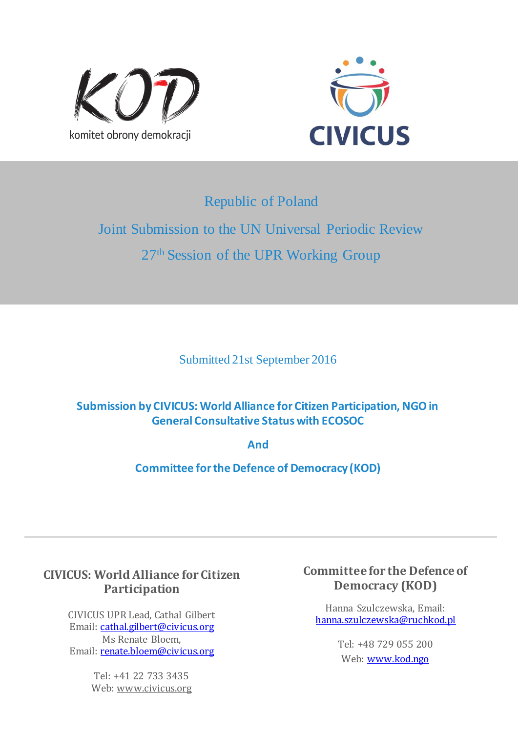KOD

komitet obrony demokracji

CIVICUS

# Republic of Poland

## Joint Submission to the UN Universal Periodic Review

## 27th Session of the UPR Working Group

Submitted 21st September 2016

**Submission by CIVICUS: World Alliance for Citizen Participation, NGO in General Consultative Status with ECOSOC**

**And**

**Committee for the Defence of Democracy (KOD)**

---

**CIVICUS: World Alliance for Citizen Participation**

CIVICUS UPR Lead, Cathal Gilbert
Email: cathal.gilbert@civicus.org
Ms Renate Bloem,
Email: renate.bloem@civicus.org

Tel: +41 22 733 3435
Web: www.civicus.org

**Committee for the Defence of Democracy (KOD)**

Hanna Szulczewska, Email: hanna.szulczewska@ruchkod.pl

Tel: +48 729 055 200
Web: www.kod.ngo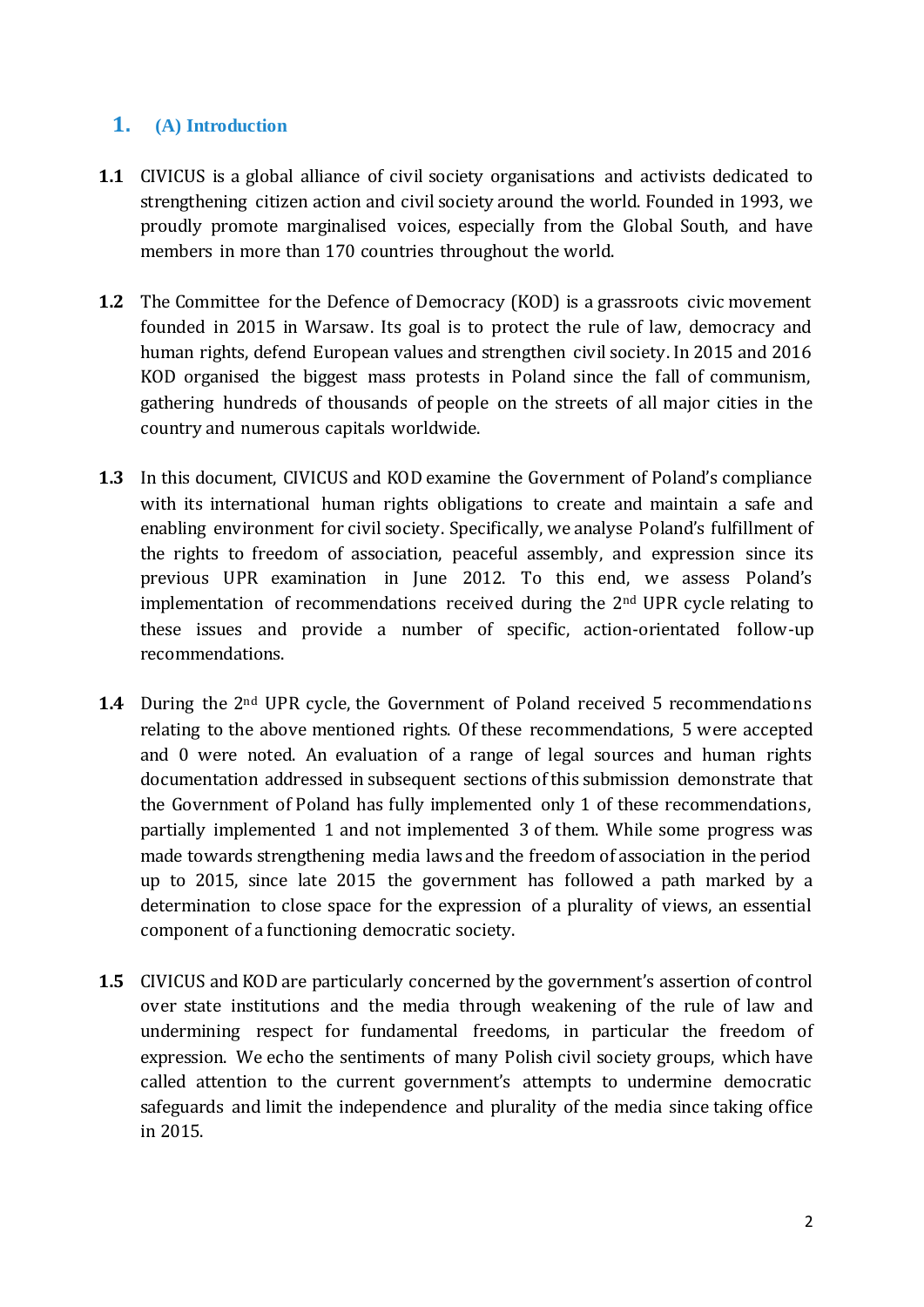## 1. (A) Introduction

**1.1** CIVICUS is a global alliance of civil society organisations and activists dedicated to strengthening citizen action and civil society around the world. Founded in 1993, we proudly promote marginalised voices, especially from the Global South, and have members in more than 170 countries throughout the world.

**1.2** The Committee for the Defence of Democracy (KOD) is a grassroots civic movement founded in 2015 in Warsaw. Its goal is to protect the rule of law, democracy and human rights, defend European values and strengthen civil society. In 2015 and 2016 KOD organised the biggest mass protests in Poland since the fall of communism, gathering hundreds of thousands of people on the streets of all major cities in the country and numerous capitals worldwide.

**1.3** In this document, CIVICUS and KOD examine the Government of Poland's compliance with its international human rights obligations to create and maintain a safe and enabling environment for civil society. Specifically, we analyse Poland's fulfillment of the rights to freedom of association, peaceful assembly, and expression since its previous UPR examination in June 2012. To this end, we assess Poland's implementation of recommendations received during the 2nd UPR cycle relating to these issues and provide a number of specific, action-orientated follow-up recommendations.

**1.4** During the 2nd UPR cycle, the Government of Poland received 5 recommendations relating to the above mentioned rights. Of these recommendations, 5 were accepted and 0 were noted. An evaluation of a range of legal sources and human rights documentation addressed in subsequent sections of this submission demonstrate that the Government of Poland has fully implemented only 1 of these recommendations, partially implemented 1 and not implemented 3 of them. While some progress was made towards strengthening media laws and the freedom of association in the period up to 2015, since late 2015 the government has followed a path marked by a determination to close space for the expression of a plurality of views, an essential component of a functioning democratic society.

**1.5** CIVICUS and KOD are particularly concerned by the government's assertion of control over state institutions and the media through weakening of the rule of law and undermining respect for fundamental freedoms, in particular the freedom of expression. We echo the sentiments of many Polish civil society groups, which have called attention to the current government's attempts to undermine democratic safeguards and limit the independence and plurality of the media since taking office in 2015.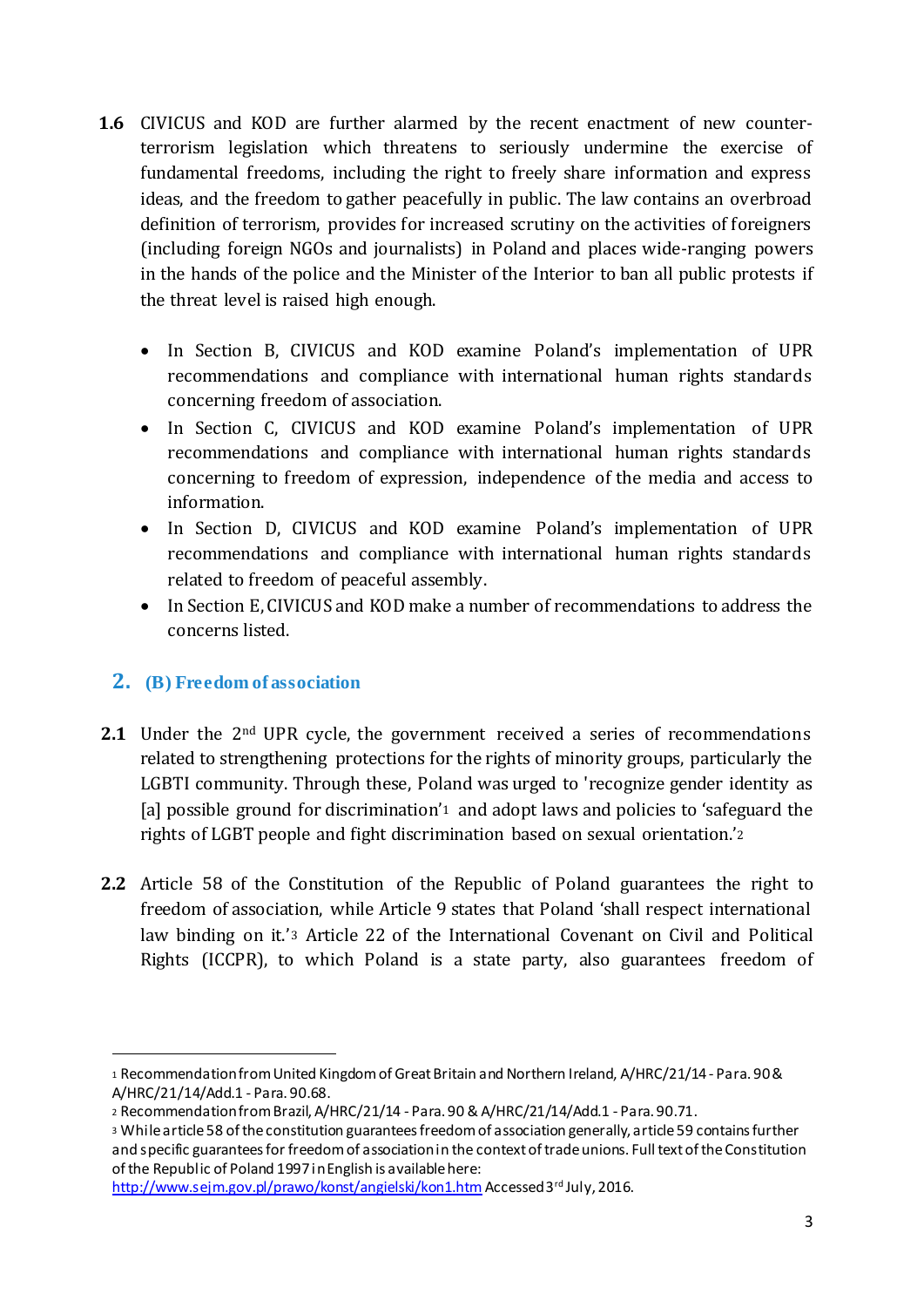**1.6** CIVICUS and KOD are further alarmed by the recent enactment of new counter-terrorism legislation which threatens to seriously undermine the exercise of fundamental freedoms, including the right to freely share information and express ideas, and the freedom to gather peacefully in public. The law contains an overbroad definition of terrorism, provides for increased scrutiny on the activities of foreigners (including foreign NGOs and journalists) in Poland and places wide-ranging powers in the hands of the police and the Minister of the Interior to ban all public protests if the threat level is raised high enough.

- In Section B, CIVICUS and KOD examine Poland's implementation of UPR recommendations and compliance with international human rights standards concerning freedom of association.
- In Section C, CIVICUS and KOD examine Poland's implementation of UPR recommendations and compliance with international human rights standards concerning to freedom of expression, independence of the media and access to information.
- In Section D, CIVICUS and KOD examine Poland's implementation of UPR recommendations and compliance with international human rights standards related to freedom of peaceful assembly.
- In Section E, CIVICUS and KOD make a number of recommendations to address the concerns listed.

## 2. (B) Freedom of association

**2.1** Under the 2nd UPR cycle, the government received a series of recommendations related to strengthening protections for the rights of minority groups, particularly the LGBTI community. Through these, Poland was urged to 'recognize gender identity as [a] possible ground for discrimination'[1] and adopt laws and policies to 'safeguard the rights of LGBT people and fight discrimination based on sexual orientation.'[2]

**2.2** Article 58 of the Constitution of the Republic of Poland guarantees the right to freedom of association, while Article 9 states that Poland 'shall respect international law binding on it.'[3] Article 22 of the International Covenant on Civil and Political Rights (ICCPR), to which Poland is a state party, also guarantees freedom of

---

[1] Recommendation from United Kingdom of Great Britain and Northern Ireland, A/HRC/21/14 - Para. 90 & A/HRC/21/14/Add.1 - Para. 90.68.

[2] Recommendation from Brazil, A/HRC/21/14 - Para. 90 & A/HRC/21/14/Add.1 - Para. 90.71.

[3] While article 58 of the constitution guarantees freedom of association generally, article 59 contains further and specific guarantees for freedom of association in the context of trade unions. Full text of the Constitution of the Republic of Poland 1997 in English is available here: http://www.sejm.gov.pl/prawo/konst/angielski/kon1.htm Accessed 3rd July, 2016.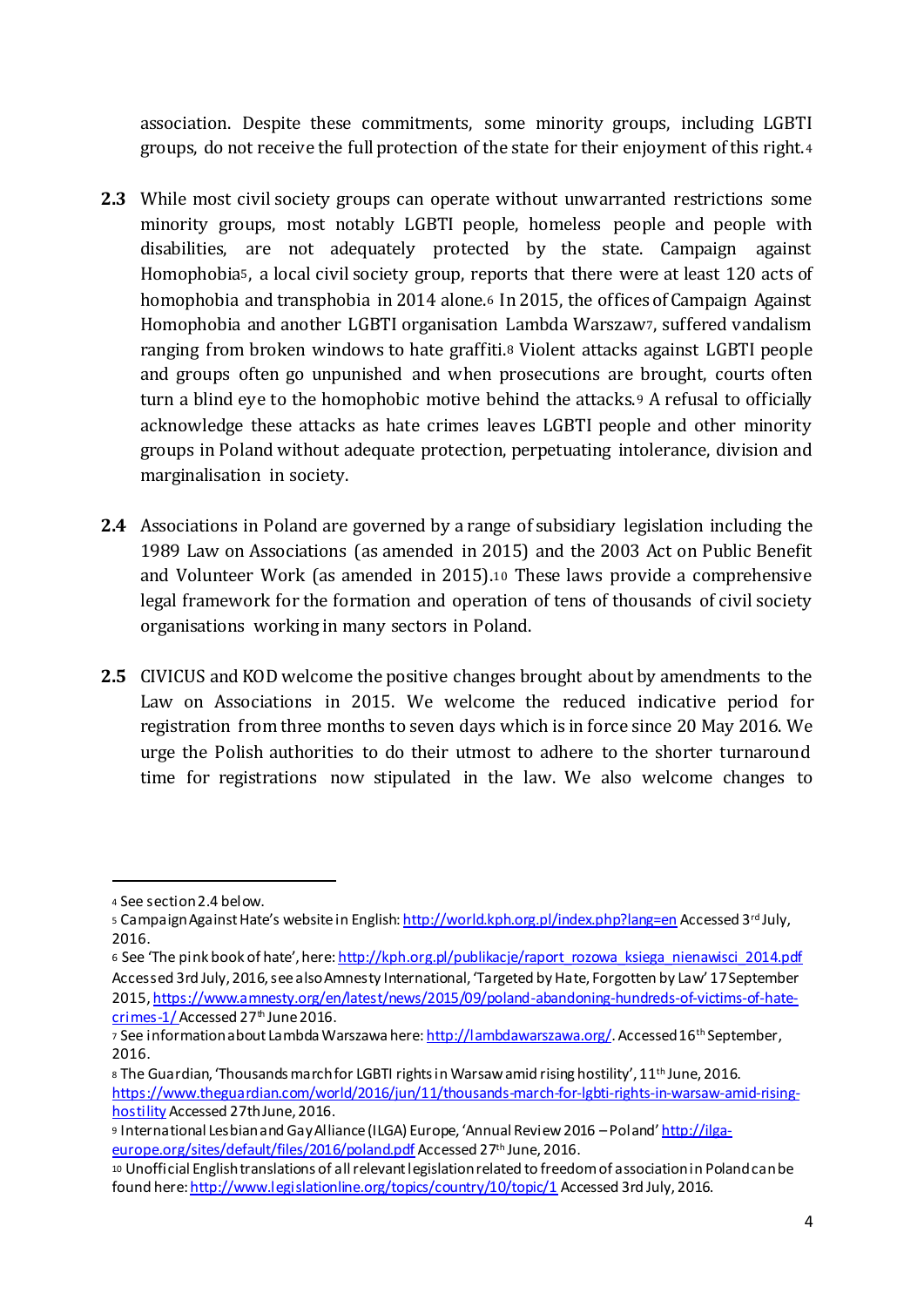association. Despite these commitments, some minority groups, including LGBTI groups, do not receive the full protection of the state for their enjoyment of this right.[4]

**2.3** While most civil society groups can operate without unwarranted restrictions some minority groups, most notably LGBTI people, homeless people and people with disabilities, are not adequately protected by the state. Campaign against Homophobia[5], a local civil society group, reports that there were at least 120 acts of homophobia and transphobia in 2014 alone.[6] In 2015, the offices of Campaign Against Homophobia and another LGBTI organisation Lambda Warszaw[7], suffered vandalism ranging from broken windows to hate graffiti.[8] Violent attacks against LGBTI people and groups often go unpunished and when prosecutions are brought, courts often turn a blind eye to the homophobic motive behind the attacks.[9] A refusal to officially acknowledge these attacks as hate crimes leaves LGBTI people and other minority groups in Poland without adequate protection, perpetuating intolerance, division and marginalisation in society.

**2.4** Associations in Poland are governed by a range of subsidiary legislation including the 1989 Law on Associations (as amended in 2015) and the 2003 Act on Public Benefit and Volunteer Work (as amended in 2015).[10] These laws provide a comprehensive legal framework for the formation and operation of tens of thousands of civil society organisations working in many sectors in Poland.

**2.5** CIVICUS and KOD welcome the positive changes brought about by amendments to the Law on Associations in 2015. We welcome the reduced indicative period for registration from three months to seven days which is in force since 20 May 2016. We urge the Polish authorities to do their utmost to adhere to the shorter turnaround time for registrations now stipulated in the law. We also welcome changes to

---

[4] See section 2.4 below.

[5] Campaign Against Hate's website in English: http://world.kph.org.pl/index.php?lang=en Accessed 3rd July, 2016.

[6] See 'The pink book of hate', here: http://kph.org.pl/publikacje/raport_rozowa_ksiega_nienawisci_2014.pdf Accessed 3rd July, 2016, see also Amnesty International, 'Targeted by Hate, Forgotten by Law' 17 September 2015, https://www.amnesty.org/en/latest/news/2015/09/poland-abandoning-hundreds-of-victims-of-hate-crimes-1/ Accessed 27th June 2016.

[7] See information about Lambda Warszawa here: http://lambdawarszawa.org/. Accessed 16th September, 2016.

[8] The Guardian, 'Thousands march for LGBTI rights in Warsaw amid rising hostility', 11th June, 2016. https://www.theguardian.com/world/2016/jun/11/thousands-march-for-lgbti-rights-in-warsaw-amid-rising-hostility Accessed 27th June, 2016.

[9] International Lesbian and Gay Alliance (ILGA) Europe, 'Annual Review 2016 – Poland' http://ilga-europe.org/sites/default/files/2016/poland.pdf Accessed 27th June, 2016.

[10] Unofficial English translations of all relevant legislation related to freedom of association in Poland can be found here: http://www.legislationline.org/topics/country/10/topic/1 Accessed 3rd July, 2016.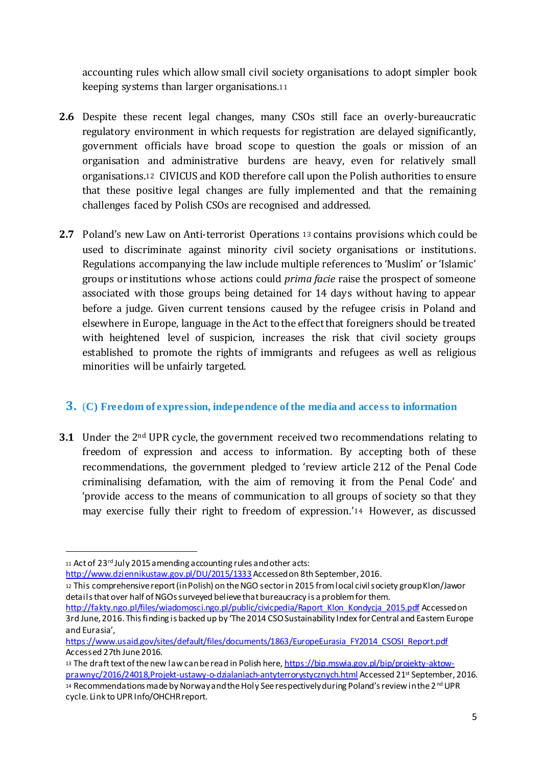accounting rules which allow small civil society organisations to adopt simpler book keeping systems than larger organisations.[11]

**2.6** Despite these recent legal changes, many CSOs still face an overly-bureaucratic regulatory environment in which requests for registration are delayed significantly, government officials have broad scope to question the goals or mission of an organisation and administrative burdens are heavy, even for relatively small organisations.[12] CIVICUS and KOD therefore call upon the Polish authorities to ensure that these positive legal changes are fully implemented and that the remaining challenges faced by Polish CSOs are recognised and addressed.

**2.7** Poland's new Law on Anti-terrorist Operations [13] contains provisions which could be used to discriminate against minority civil society organisations or institutions. Regulations accompanying the law include multiple references to 'Muslim' or 'Islamic' groups or institutions whose actions could *prima facie* raise the prospect of someone associated with those groups being detained for 14 days without having to appear before a judge. Given current tensions caused by the refugee crisis in Poland and elsewhere in Europe, language in the Act to the effect that foreigners should be treated with heightened level of suspicion, increases the risk that civil society groups established to promote the rights of immigrants and refugees as well as religious minorities will be unfairly targeted.

## 3. (C) Freedom of expression, independence of the media and access to information

**3.1** Under the 2nd UPR cycle, the government received two recommendations relating to freedom of expression and access to information. By accepting both of these recommendations, the government pledged to 'review article 212 of the Penal Code criminalising defamation, with the aim of removing it from the Penal Code' and 'provide access to the means of communication to all groups of society so that they may exercise fully their right to freedom of expression.'[14] However, as discussed

---

[11] Act of 23rd July 2015 amending accounting rules and other acts: http://www.dziennikustaw.gov.pl/DU/2015/1333 Accessed on 8th September, 2016.

[12] This comprehensive report (in Polish) on the NGO sector in 2015 from local civil society group Klon/Jawor details that over half of NGOs surveyed believe that bureaucracy is a problem for them. http://fakty.ngo.pl/files/wiadomosci.ngo.pl/public/civicpedia/Raport_Klon_Kondycja_2015.pdf Accessed on 3rd June, 2016. This finding is backed up by 'The 2014 CSO Sustainability Index for Central and Eastern Europe and Eurasia', https://www.usaid.gov/sites/default/files/documents/1863/EuropeEurasia_FY2014_CSOSI_Report.pdf Accessed 27th June 2016.

[13] The draft text of the new law can be read in Polish here, https://bip.mswia.gov.pl/bip/projekty-aktow-prawnyc/2016/24018,Projekt-ustawy-o-dzialaniach-antyterrorystycznych.html Accessed 21st September, 2016.

[14] Recommendations made by Norway and the Holy See respectively during Poland's review in the 2nd UPR cycle. Link to UPR Info/OHCHR report.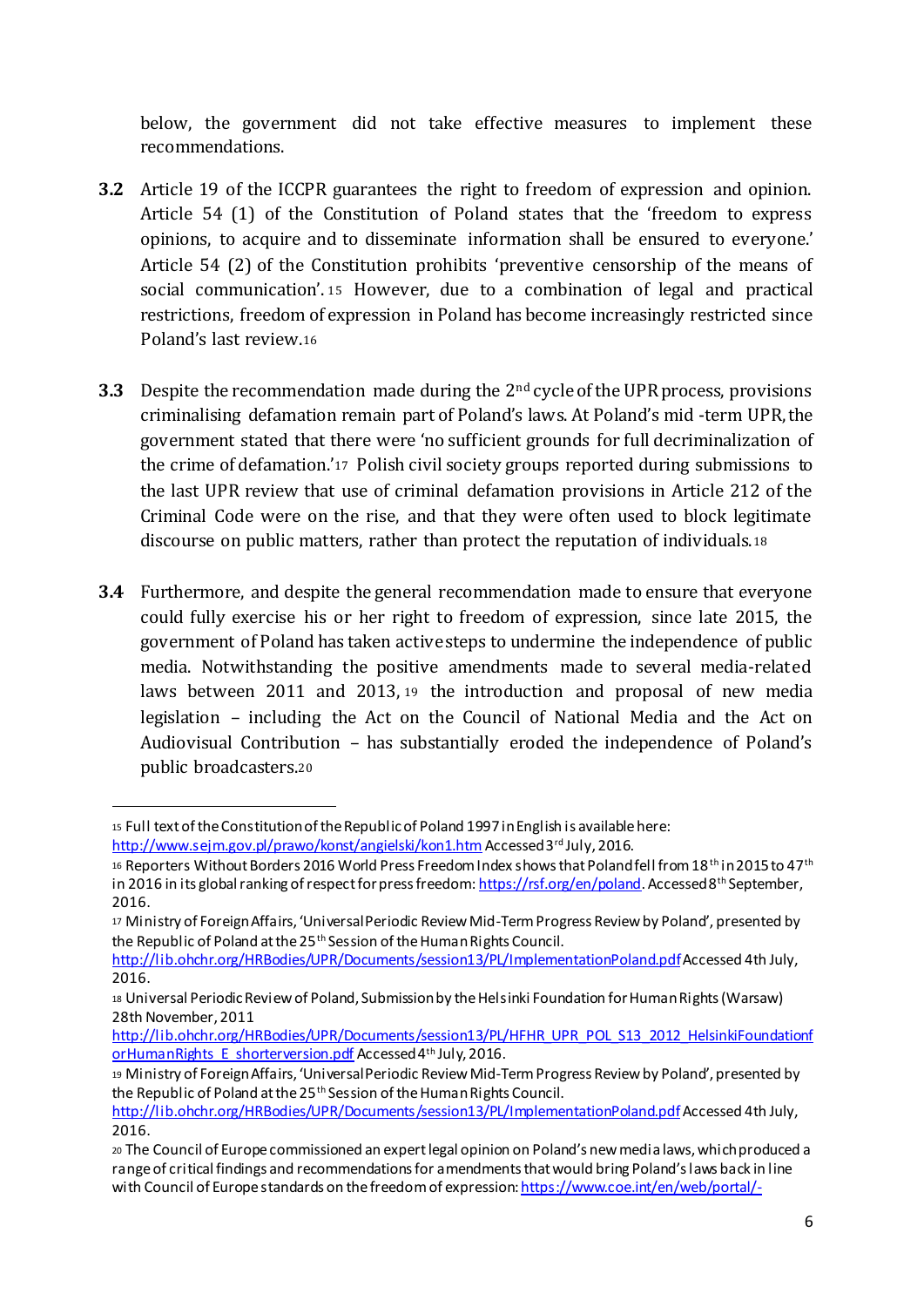below, the government did not take effective measures to implement these recommendations.

**3.2** Article 19 of the ICCPR guarantees the right to freedom of expression and opinion. Article 54 (1) of the Constitution of Poland states that the 'freedom to express opinions, to acquire and to disseminate information shall be ensured to everyone.' Article 54 (2) of the Constitution prohibits 'preventive censorship of the means of social communication'.[15] However, due to a combination of legal and practical restrictions, freedom of expression in Poland has become increasingly restricted since Poland's last review.[16]

**3.3** Despite the recommendation made during the 2nd cycle of the UPR process, provisions criminalising defamation remain part of Poland's laws. At Poland's mid-term UPR, the government stated that there were 'no sufficient grounds for full decriminalization of the crime of defamation.'[17] Polish civil society groups reported during submissions to the last UPR review that use of criminal defamation provisions in Article 212 of the Criminal Code were on the rise, and that they were often used to block legitimate discourse on public matters, rather than protect the reputation of individuals.[18]

**3.4** Furthermore, and despite the general recommendation made to ensure that everyone could fully exercise his or her right to freedom of expression, since late 2015, the government of Poland has taken active steps to undermine the independence of public media. Notwithstanding the positive amendments made to several media-related laws between 2011 and 2013,[19] the introduction and proposal of new media legislation – including the Act on the Council of National Media and the Act on Audiovisual Contribution – has substantially eroded the independence of Poland's public broadcasters.[20]

---

[15] Full text of the Constitution of the Republic of Poland 1997 in English is available here: http://www.sejm.gov.pl/prawo/konst/angielski/kon1.htm Accessed 3rd July, 2016.

[16] Reporters Without Borders 2016 World Press Freedom Index shows that Poland fell from 18th in 2015 to 47th in 2016 in its global ranking of respect for press freedom: https://rsf.org/en/poland. Accessed 8th September, 2016.

[17] Ministry of Foreign Affairs, 'Universal Periodic Review Mid-Term Progress Review by Poland', presented by the Republic of Poland at the 25th Session of the Human Rights Council. http://lib.ohchr.org/HRBodies/UPR/Documents/session13/PL/ImplementationPoland.pdf Accessed 4th July, 2016.

[18] Universal Periodic Review of Poland, Submission by the Helsinki Foundation for Human Rights (Warsaw) 28th November, 2011 http://lib.ohchr.org/HRBodies/UPR/Documents/session13/PL/HFHR_UPR_POL_S13_2012_HelsinkiFoundationforHumanRights_E_shorterversion.pdf Accessed 4th July, 2016.

[19] Ministry of Foreign Affairs, 'Universal Periodic Review Mid-Term Progress Review by Poland', presented by the Republic of Poland at the 25th Session of the Human Rights Council. http://lib.ohchr.org/HRBodies/UPR/Documents/session13/PL/ImplementationPoland.pdf Accessed 4th July, 2016.

[20] The Council of Europe commissioned an expert legal opinion on Poland's new media laws, which produced a range of critical findings and recommendations for amendments that would bring Poland's laws back in line with Council of Europe standards on the freedom of expression: https://www.coe.int/en/web/portal/-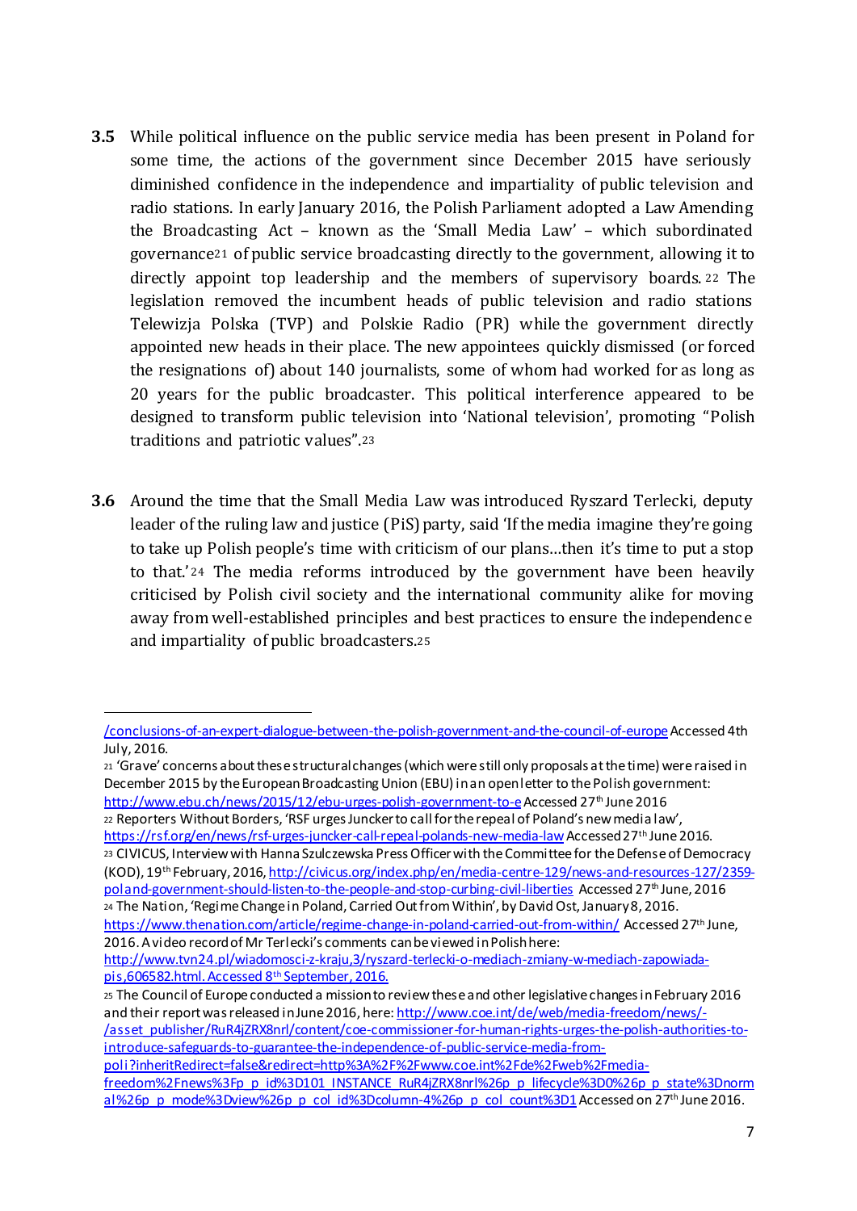**3.5** While political influence on the public service media has been present in Poland for some time, the actions of the government since December 2015 have seriously diminished confidence in the independence and impartiality of public television and radio stations. In early January 2016, the Polish Parliament adopted a Law Amending the Broadcasting Act – known as the 'Small Media Law' – which subordinated governance[21] of public service broadcasting directly to the government, allowing it to directly appoint top leadership and the members of supervisory boards.[22] The legislation removed the incumbent heads of public television and radio stations Telewizja Polska (TVP) and Polskie Radio (PR) while the government directly appointed new heads in their place. The new appointees quickly dismissed (or forced the resignations of) about 140 journalists, some of whom had worked for as long as 20 years for the public broadcaster. This political interference appeared to be designed to transform public television into 'National television', promoting "Polish traditions and patriotic values".[23]

**3.6** Around the time that the Small Media Law was introduced Ryszard Terlecki, deputy leader of the ruling law and justice (PiS) party, said 'If the media imagine they're going to take up Polish people's time with criticism of our plans…then it's time to put a stop to that.'[24] The media reforms introduced by the government have been heavily criticised by Polish civil society and the international community alike for moving away from well-established principles and best practices to ensure the independence and impartiality of public broadcasters.[25]

---

/conclusions-of-an-expert-dialogue-between-the-polish-government-and-the-council-of-europe Accessed 4th July, 2016.

[21] 'Grave' concerns about these structural changes (which were still only proposals at the time) were raised in December 2015 by the European Broadcasting Union (EBU) in an open letter to the Polish government: http://www.ebu.ch/news/2015/12/ebu-urges-polish-government-to-e Accessed 27th June 2016

[22] Reporters Without Borders, 'RSF urges Juncker to call for the repeal of Poland's new media law', https://rsf.org/en/news/rsf-urges-juncker-call-repeal-polands-new-media-law Accessed 27th June 2016.

[23] CIVICUS, Interview with Hanna Szulczewska Press Officer with the Committee for the Defense of Democracy (KOD), 19th February, 2016, http://civicus.org/index.php/en/media-centre-129/news-and-resources-127/2359-poland-government-should-listen-to-the-people-and-stop-curbing-civil-liberties Accessed 27th June, 2016

[24] The Nation, 'Regime Change in Poland, Carried Out from Within', by David Ost, January 8, 2016. https://www.thenation.com/article/regime-change-in-poland-carried-out-from-within/ Accessed 27th June, 2016. A video record of Mr Terlecki's comments can be viewed in Polish here: http://www.tvn24.pl/wiadomosci-z-kraju,3/ryszard-terlecki-o-mediach-zmiany-w-mediach-zapowiada-pis,606582.html. Accessed 8th September, 2016.

[25] The Council of Europe conducted a mission to review these and other legislative changes in February 2016 and their report was released in June 2016, here: http://www.coe.int/de/web/media-freedom/news/-/asset_publisher/RuR4jZRX8nrl/content/coe-commissioner-for-human-rights-urges-the-polish-authorities-to-introduce-safeguards-to-guarantee-the-independence-of-public-service-media-from-poli?inheritRedirect=false&redirect=http%3A%2F%2Fwww.coe.int%2Fde%2Fweb%2Fmedia-freedom%2Fnews%3Fp_p_id%3D101_INSTANCE_RuR4jZRX8nrl%26p_p_lifecycle%3D0%26p_p_state%3Dnormal%26p_p_mode%3Dview%26p_p_col_id%3Dcolumn-4%26p_p_col_count%3D1 Accessed on 27th June 2016.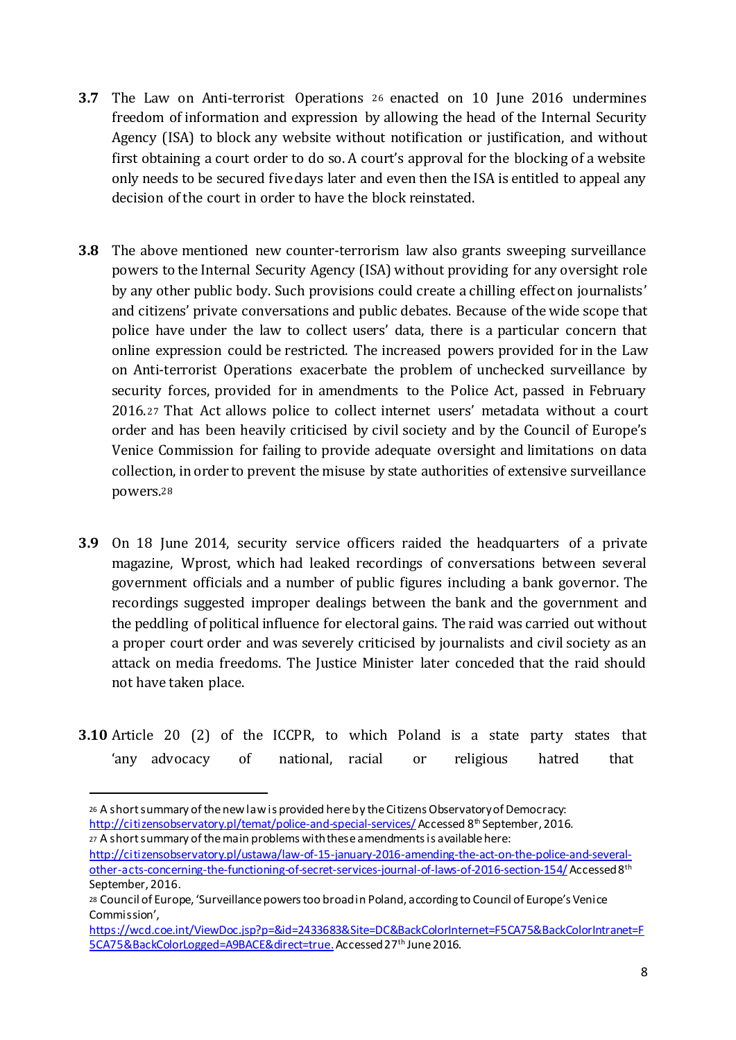**3.7** The Law on Anti-terrorist Operations [26] enacted on 10 June 2016 undermines freedom of information and expression by allowing the head of the Internal Security Agency (ISA) to block any website without notification or justification, and without first obtaining a court order to do so. A court's approval for the blocking of a website only needs to be secured five days later and even then the ISA is entitled to appeal any decision of the court in order to have the block reinstated.

**3.8** The above mentioned new counter-terrorism law also grants sweeping surveillance powers to the Internal Security Agency (ISA) without providing for any oversight role by any other public body. Such provisions could create a chilling effect on journalists' and citizens' private conversations and public debates. Because of the wide scope that police have under the law to collect users' data, there is a particular concern that online expression could be restricted. The increased powers provided for in the Law on Anti-terrorist Operations exacerbate the problem of unchecked surveillance by security forces, provided for in amendments to the Police Act, passed in February 2016.[27] That Act allows police to collect internet users' metadata without a court order and has been heavily criticised by civil society and by the Council of Europe's Venice Commission for failing to provide adequate oversight and limitations on data collection, in order to prevent the misuse by state authorities of extensive surveillance powers.[28]

**3.9** On 18 June 2014, security service officers raided the headquarters of a private magazine, Wprost, which had leaked recordings of conversations between several government officials and a number of public figures including a bank governor. The recordings suggested improper dealings between the bank and the government and the peddling of political influence for electoral gains. The raid was carried out without a proper court order and was severely criticised by journalists and civil society as an attack on media freedoms. The Justice Minister later conceded that the raid should not have taken place.

**3.10** Article 20 (2) of the ICCPR, to which Poland is a state party states that 'any advocacy of national, racial or religious hatred that

---

[26] A short summary of the new law is provided here by the Citizens Observatory of Democracy: http://citizensobservatory.pl/temat/police-and-special-services/ Accessed 8th September, 2016.

[27] A short summary of the main problems with these amendments is available here: http://citizensobservatory.pl/ustawa/law-of-15-january-2016-amending-the-act-on-the-police-and-several-other-acts-concerning-the-functioning-of-secret-services-journal-of-laws-of-2016-section-154/ Accessed 8th September, 2016.

[28] Council of Europe, 'Surveillance powers too broad in Poland, according to Council of Europe's Venice Commission', https://wcd.coe.int/ViewDoc.jsp?p=&id=2433683&Site=DC&BackColorInternet=F5CA75&BackColorIntranet=F5CA75&BackColorLogged=A9BACE&direct=true. Accessed 27th June 2016.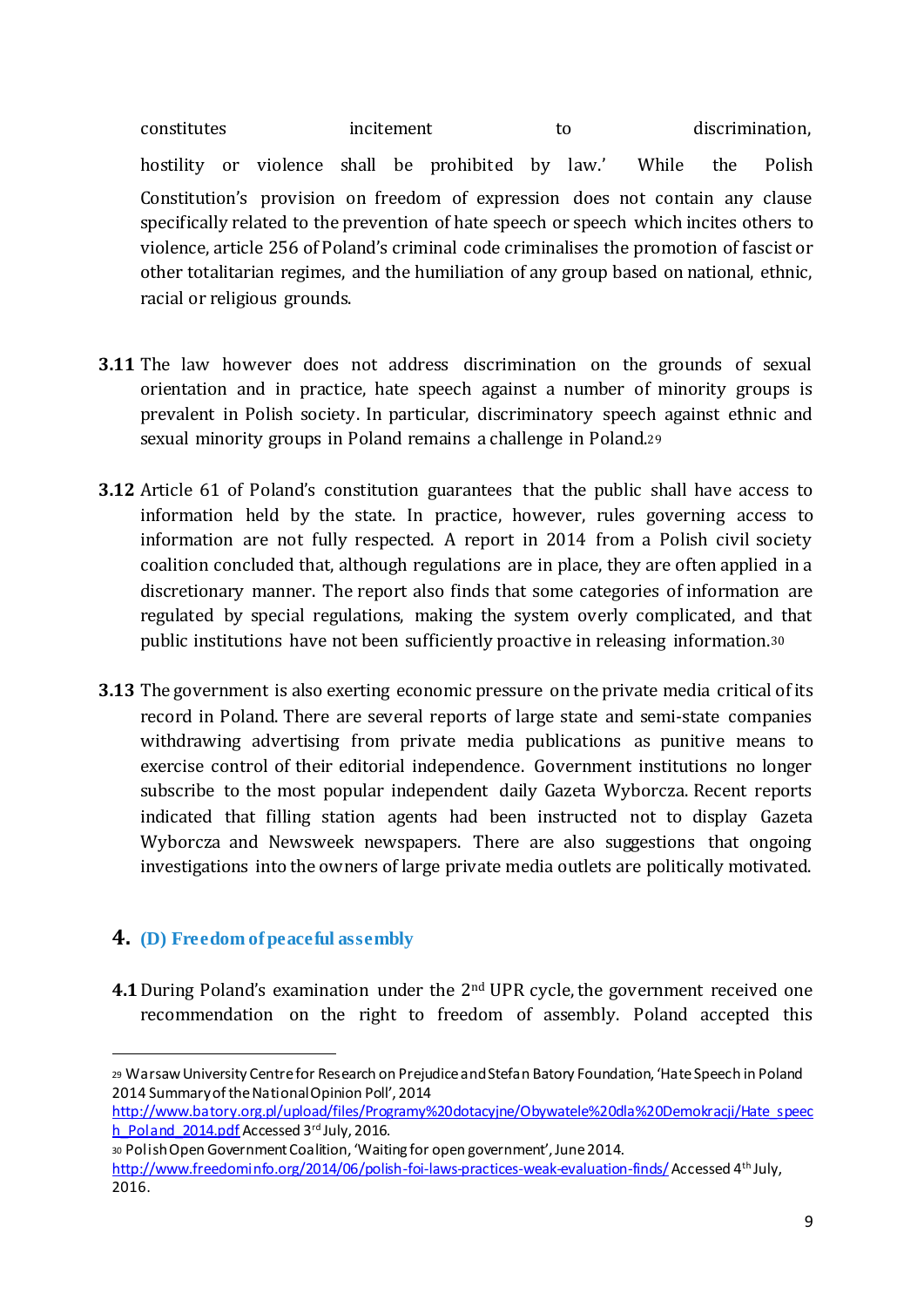constitutes incitement to discrimination, hostility or violence shall be prohibited by law.' While the Polish Constitution's provision on freedom of expression does not contain any clause specifically related to the prevention of hate speech or speech which incites others to violence, article 256 of Poland's criminal code criminalises the promotion of fascist or other totalitarian regimes, and the humiliation of any group based on national, ethnic, racial or religious grounds.

**3.11** The law however does not address discrimination on the grounds of sexual orientation and in practice, hate speech against a number of minority groups is prevalent in Polish society. In particular, discriminatory speech against ethnic and sexual minority groups in Poland remains a challenge in Poland.[29]

**3.12** Article 61 of Poland's constitution guarantees that the public shall have access to information held by the state. In practice, however, rules governing access to information are not fully respected. A report in 2014 from a Polish civil society coalition concluded that, although regulations are in place, they are often applied in a discretionary manner. The report also finds that some categories of information are regulated by special regulations, making the system overly complicated, and that public institutions have not been sufficiently proactive in releasing information.[30]

**3.13** The government is also exerting economic pressure on the private media critical of its record in Poland. There are several reports of large state and semi-state companies withdrawing advertising from private media publications as punitive means to exercise control of their editorial independence. Government institutions no longer subscribe to the most popular independent daily Gazeta Wyborcza. Recent reports indicated that filling station agents had been instructed not to display Gazeta Wyborcza and Newsweek newspapers. There are also suggestions that ongoing investigations into the owners of large private media outlets are politically motivated.

## 4. (D) Freedom of peaceful assembly

**4.1** During Poland's examination under the 2nd UPR cycle, the government received one recommendation on the right to freedom of assembly. Poland accepted this

---

[29] Warsaw University Centre for Research on Prejudice and Stefan Batory Foundation, 'Hate Speech in Poland 2014 Summary of the National Opinion Poll', 2014 http://www.batory.org.pl/upload/files/Programy%20dotacyjne/Obywatele%20dla%20Demokracji/Hate_speech_Poland_2014.pdf Accessed 3rd July, 2016.

[30] Polish Open Government Coalition, 'Waiting for open government', June 2014. http://www.freedominfo.org/2014/06/polish-foi-laws-practices-weak-evaluation-finds/ Accessed 4th July, 2016.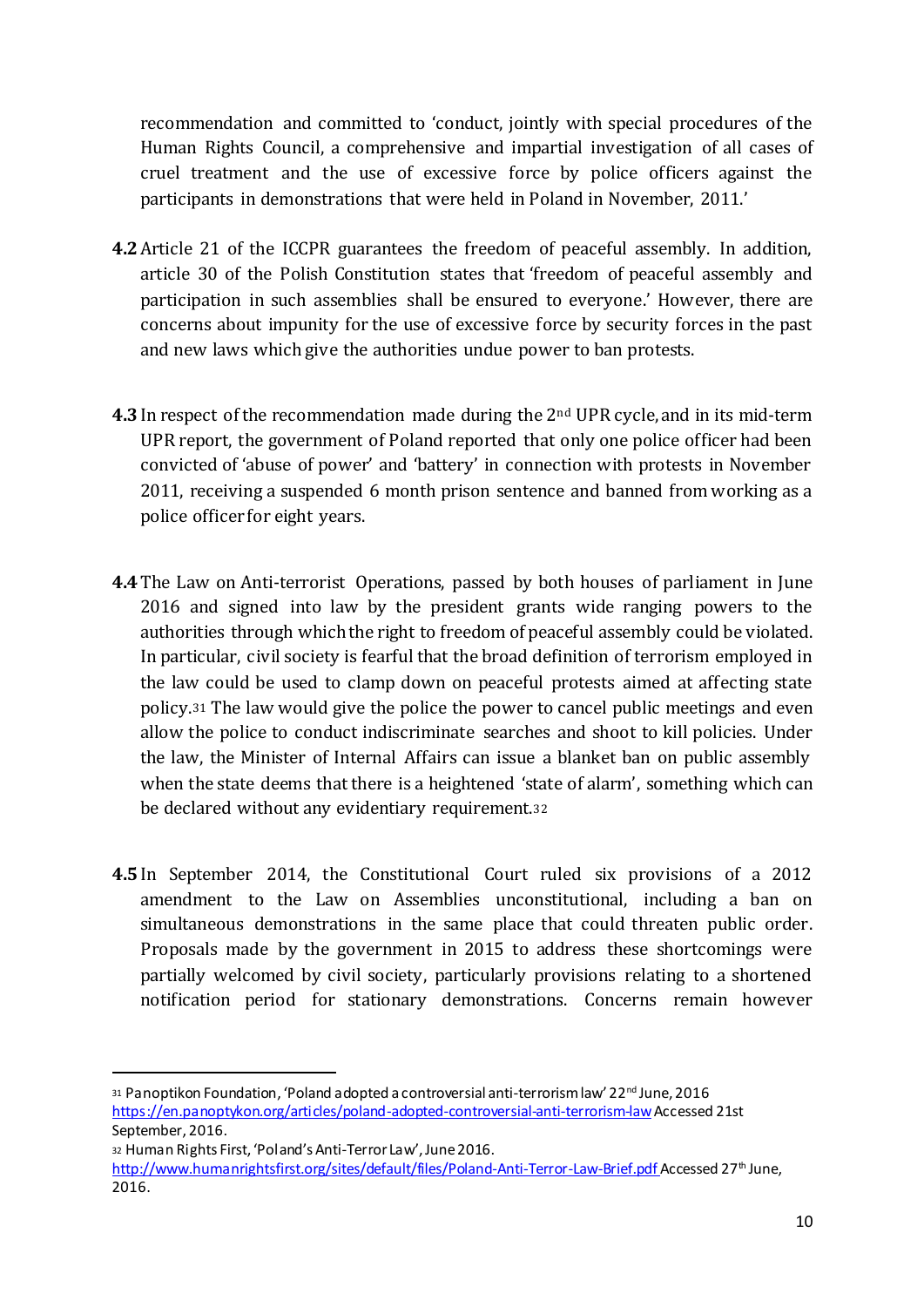recommendation and committed to 'conduct, jointly with special procedures of the Human Rights Council, a comprehensive and impartial investigation of all cases of cruel treatment and the use of excessive force by police officers against the participants in demonstrations that were held in Poland in November, 2011.'

**4.2** Article 21 of the ICCPR guarantees the freedom of peaceful assembly. In addition, article 30 of the Polish Constitution states that 'freedom of peaceful assembly and participation in such assemblies shall be ensured to everyone.' However, there are concerns about impunity for the use of excessive force by security forces in the past and new laws which give the authorities undue power to ban protests.

**4.3** In respect of the recommendation made during the 2nd UPR cycle, and in its mid-term UPR report, the government of Poland reported that only one police officer had been convicted of 'abuse of power' and 'battery' in connection with protests in November 2011, receiving a suspended 6 month prison sentence and banned from working as a police officer for eight years.

**4.4** The Law on Anti-terrorist Operations, passed by both houses of parliament in June 2016 and signed into law by the president grants wide ranging powers to the authorities through which the right to freedom of peaceful assembly could be violated. In particular, civil society is fearful that the broad definition of terrorism employed in the law could be used to clamp down on peaceful protests aimed at affecting state policy.[31] The law would give the police the power to cancel public meetings and even allow the police to conduct indiscriminate searches and shoot to kill policies. Under the law, the Minister of Internal Affairs can issue a blanket ban on public assembly when the state deems that there is a heightened 'state of alarm', something which can be declared without any evidentiary requirement.[32]

**4.5** In September 2014, the Constitutional Court ruled six provisions of a 2012 amendment to the Law on Assemblies unconstitutional, including a ban on simultaneous demonstrations in the same place that could threaten public order. Proposals made by the government in 2015 to address these shortcomings were partially welcomed by civil society, particularly provisions relating to a shortened notification period for stationary demonstrations. Concerns remain however

---

[31] Panoptikon Foundation, 'Poland adopted a controversial anti-terrorism law' 22nd June, 2016 https://en.panoptykon.org/articles/poland-adopted-controversial-anti-terrorism-law Accessed 21st September, 2016.

[32] Human Rights First, 'Poland's Anti-Terror Law', June 2016. http://www.humanrightsfirst.org/sites/default/files/Poland-Anti-Terror-Law-Brief.pdf Accessed 27th June, 2016.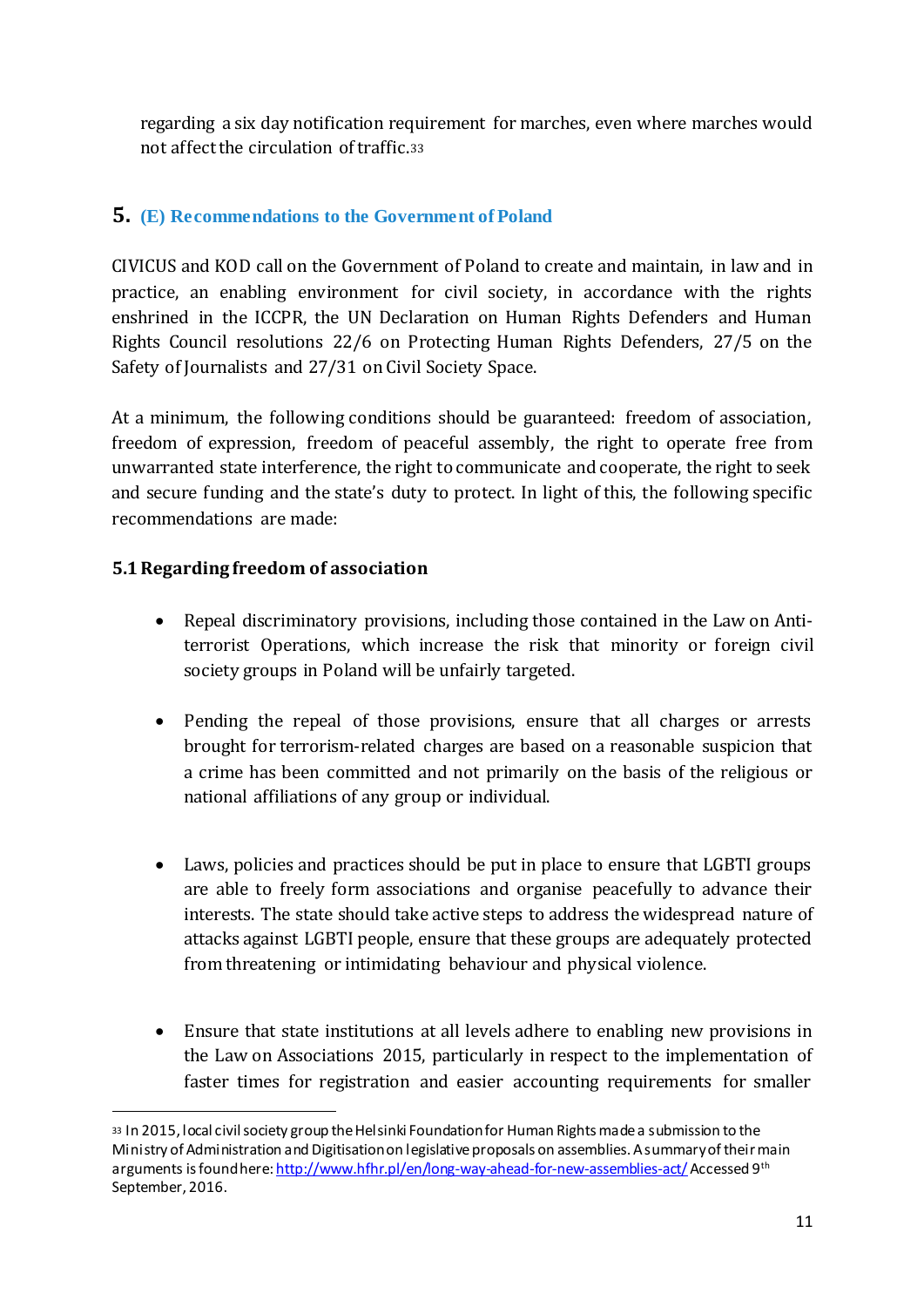regarding a six day notification requirement for marches, even where marches would not affect the circulation of traffic.[33]

## 5. (E) Recommendations to the Government of Poland

CIVICUS and KOD call on the Government of Poland to create and maintain, in law and in practice, an enabling environment for civil society, in accordance with the rights enshrined in the ICCPR, the UN Declaration on Human Rights Defenders and Human Rights Council resolutions 22/6 on Protecting Human Rights Defenders, 27/5 on the Safety of Journalists and 27/31 on Civil Society Space.

At a minimum, the following conditions should be guaranteed: freedom of association, freedom of expression, freedom of peaceful assembly, the right to operate free from unwarranted state interference, the right to communicate and cooperate, the right to seek and secure funding and the state's duty to protect. In light of this, the following specific recommendations are made:

### 5.1 Regarding freedom of association

- Repeal discriminatory provisions, including those contained in the Law on Anti-terrorist Operations, which increase the risk that minority or foreign civil society groups in Poland will be unfairly targeted.

- Pending the repeal of those provisions, ensure that all charges or arrests brought for terrorism-related charges are based on a reasonable suspicion that a crime has been committed and not primarily on the basis of the religious or national affiliations of any group or individual.

- Laws, policies and practices should be put in place to ensure that LGBTI groups are able to freely form associations and organise peacefully to advance their interests. The state should take active steps to address the widespread nature of attacks against LGBTI people, ensure that these groups are adequately protected from threatening or intimidating behaviour and physical violence.

- Ensure that state institutions at all levels adhere to enabling new provisions in the Law on Associations 2015, particularly in respect to the implementation of faster times for registration and easier accounting requirements for smaller

---

[33] In 2015, local civil society group the Helsinki Foundation for Human Rights made a submission to the Ministry of Administration and Digitisation on legislative proposals on assemblies. A summary of their main arguments is found here: http://www.hfhr.pl/en/long-way-ahead-for-new-assemblies-act/ Accessed 9th September, 2016.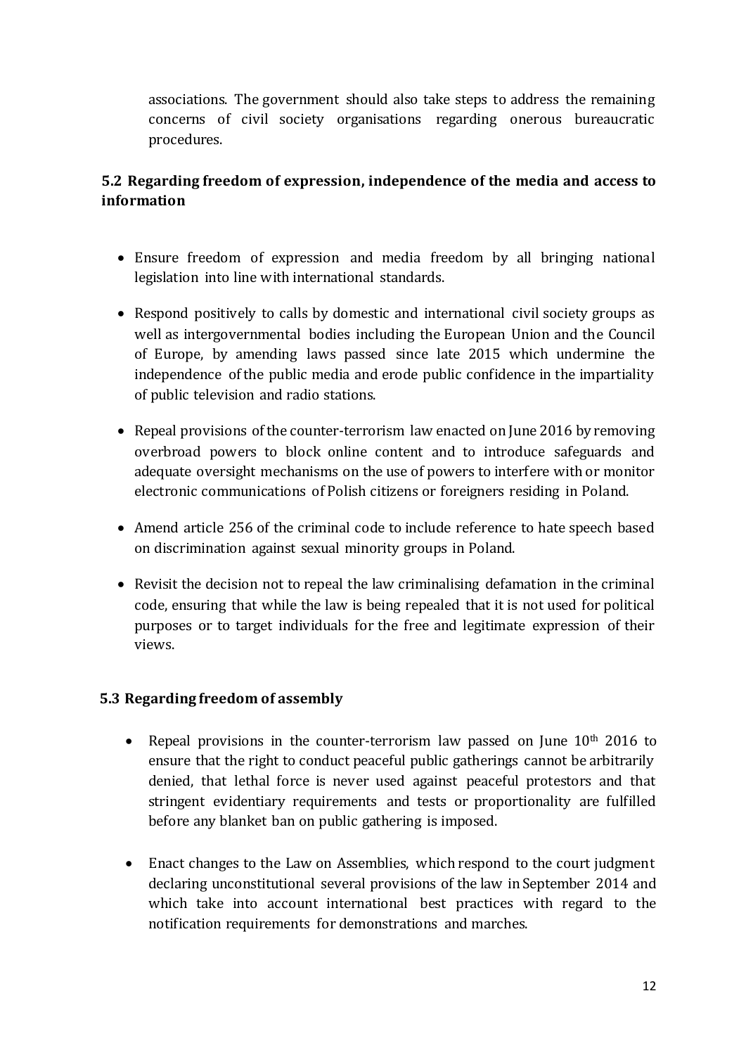associations. The government should also take steps to address the remaining concerns of civil society organisations regarding onerous bureaucratic procedures.

### 5.2 Regarding freedom of expression, independence of the media and access to information

- Ensure freedom of expression and media freedom by all bringing national legislation into line with international standards.
- Respond positively to calls by domestic and international civil society groups as well as intergovernmental bodies including the European Union and the Council of Europe, by amending laws passed since late 2015 which undermine the independence of the public media and erode public confidence in the impartiality of public television and radio stations.
- Repeal provisions of the counter-terrorism law enacted on June 2016 by removing overbroad powers to block online content and to introduce safeguards and adequate oversight mechanisms on the use of powers to interfere with or monitor electronic communications of Polish citizens or foreigners residing in Poland.
- Amend article 256 of the criminal code to include reference to hate speech based on discrimination against sexual minority groups in Poland.
- Revisit the decision not to repeal the law criminalising defamation in the criminal code, ensuring that while the law is being repealed that it is not used for political purposes or to target individuals for the free and legitimate expression of their views.

### 5.3 Regarding freedom of assembly

- Repeal provisions in the counter-terrorism law passed on June 10th 2016 to ensure that the right to conduct peaceful public gatherings cannot be arbitrarily denied, that lethal force is never used against peaceful protestors and that stringent evidentiary requirements and tests or proportionality are fulfilled before any blanket ban on public gathering is imposed.
- Enact changes to the Law on Assemblies, which respond to the court judgment declaring unconstitutional several provisions of the law in September 2014 and which take into account international best practices with regard to the notification requirements for demonstrations and marches.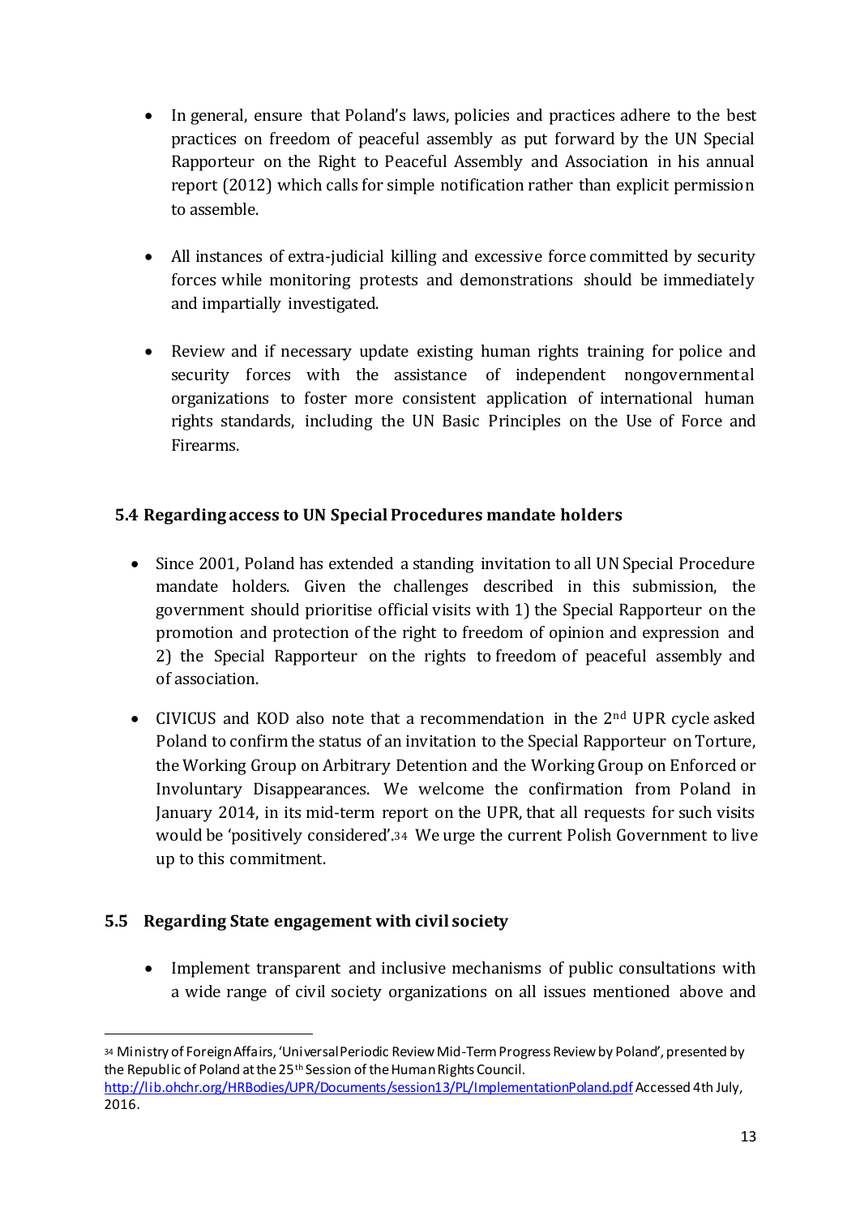- In general, ensure that Poland's laws, policies and practices adhere to the best practices on freedom of peaceful assembly as put forward by the UN Special Rapporteur on the Right to Peaceful Assembly and Association in his annual report (2012) which calls for simple notification rather than explicit permission to assemble.

- All instances of extra-judicial killing and excessive force committed by security forces while monitoring protests and demonstrations should be immediately and impartially investigated.

- Review and if necessary update existing human rights training for police and security forces with the assistance of independent nongovernmental organizations to foster more consistent application of international human rights standards, including the UN Basic Principles on the Use of Force and Firearms.

## 5.4 Regarding access to UN Special Procedures mandate holders

- Since 2001, Poland has extended a standing invitation to all UN Special Procedure mandate holders. Given the challenges described in this submission, the government should prioritise official visits with 1) the Special Rapporteur on the promotion and protection of the right to freedom of opinion and expression and 2) the Special Rapporteur on the rights to freedom of peaceful assembly and of association.

- CIVICUS and KOD also note that a recommendation in the 2nd UPR cycle asked Poland to confirm the status of an invitation to the Special Rapporteur on Torture, the Working Group on Arbitrary Detention and the Working Group on Enforced or Involuntary Disappearances. We welcome the confirmation from Poland in January 2014, in its mid-term report on the UPR, that all requests for such visits would be 'positively considered'.[34] We urge the current Polish Government to live up to this commitment.

## 5.5 Regarding State engagement with civil society

- Implement transparent and inclusive mechanisms of public consultations with a wide range of civil society organizations on all issues mentioned above and

---

[34] Ministry of Foreign Affairs, 'Universal Periodic Review Mid-Term Progress Review by Poland', presented by the Republic of Poland at the 25th Session of the Human Rights Council. http://lib.ohchr.org/HRBodies/UPR/Documents/session13/PL/ImplementationPoland.pdf Accessed 4th July, 2016.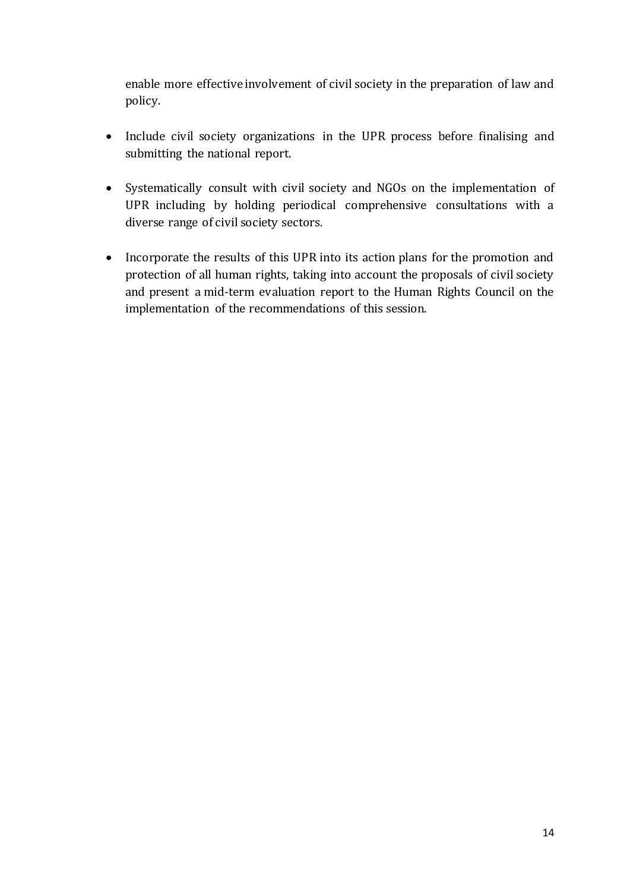enable more effective involvement of civil society in the preparation of law and policy.

- Include civil society organizations in the UPR process before finalising and submitting the national report.

- Systematically consult with civil society and NGOs on the implementation of UPR including by holding periodical comprehensive consultations with a diverse range of civil society sectors.

- Incorporate the results of this UPR into its action plans for the promotion and protection of all human rights, taking into account the proposals of civil society and present a mid-term evaluation report to the Human Rights Council on the implementation of the recommendations of this session.